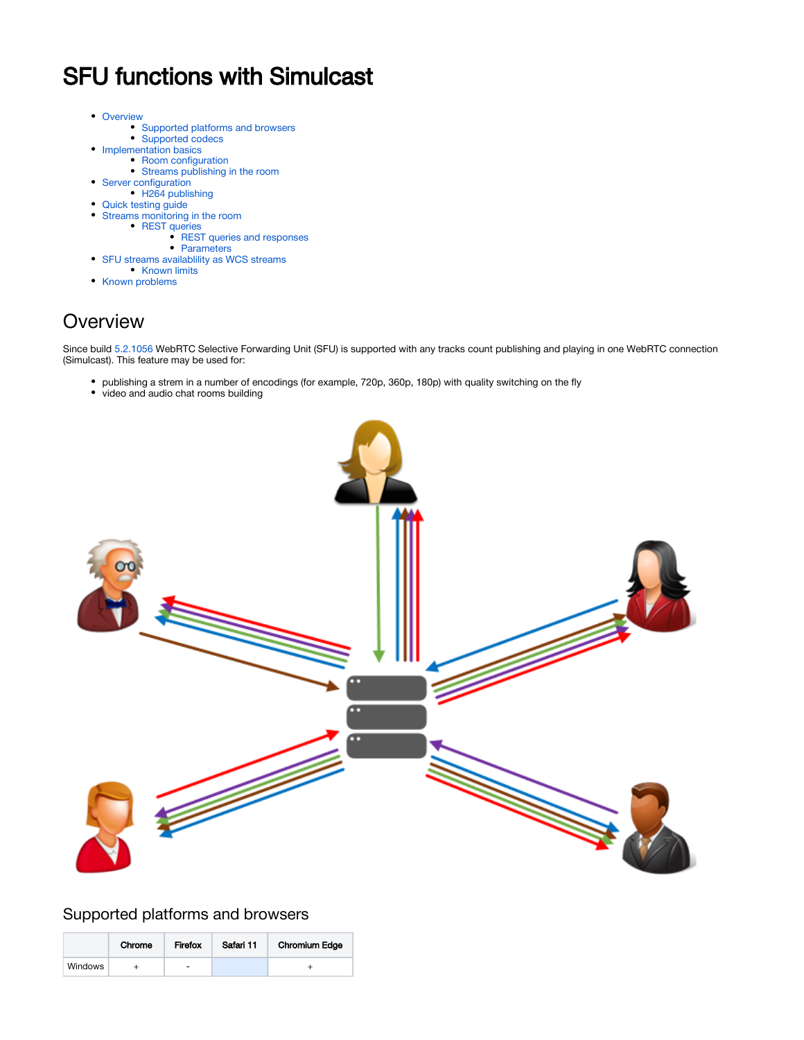# SFU functions with Simulcast

- Overview
  - Supported platforms and browsers
  - Supported codecs
- Implementation basics
  - Room configuration
  - Streams publishing in the room
- Server configuration
  - H264 publishing
- Quick testing guide
- Streams monitoring in the room
  - REST queries
    - REST queries and responses
    - Parameters
- SFU streams availablility as WCS streams
  - Known limits
- Known problems

## Overview

Since build 5.2.1056 WebRTC Selective Forwarding Unit (SFU) is supported with any tracks count publishing and playing in one WebRTC connection (Simulcast). This feature may be used for:

- publishing a strem in a number of encodings (for example, 720p, 360p, 180p) with quality switching on the fly
- video and audio chat rooms building

### Supported platforms and browsers

| | Chrome | Firefox | Safari 11 | Chromium Edge |
|---|---|---|---|---|
| Windows | + | - | | + |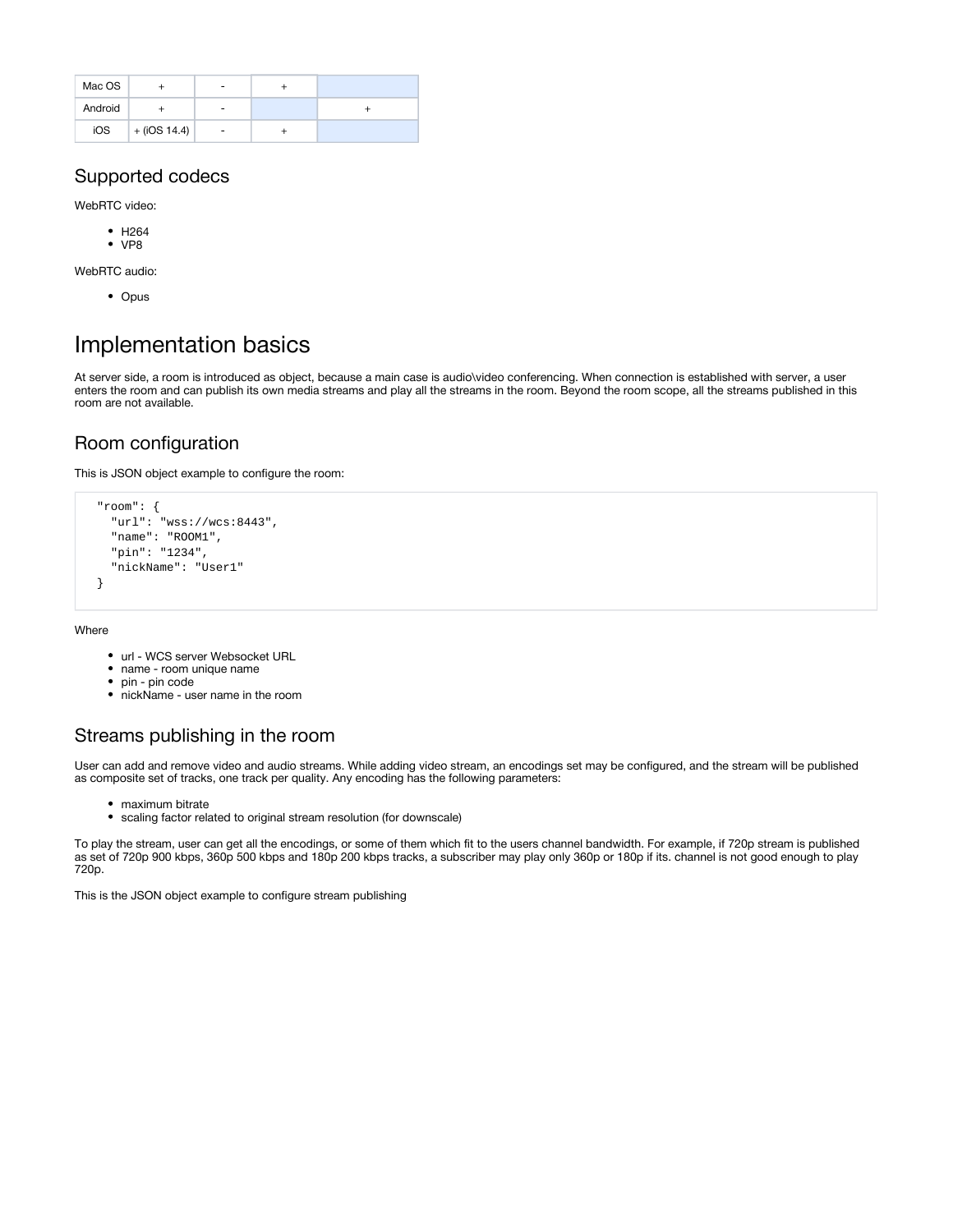| Mac OS | + | - | + | |
|---|---|---|---|---|
| Android | + | - | | + |
| iOS | + (iOS 14.4) | - | + | |

## Supported codecs

WebRTC video:

- H264
- VP8

WebRTC audio:

- Opus

# Implementation basics

At server side, a room is introduced as object, because a main case is audio\video conferencing. When connection is established with server, a user enters the room and can publish its own media streams and play all the streams in the room. Beyond the room scope, all the streams published in this room are not available.

## Room configuration

This is JSON object example to configure the room:

```
"room": {
  "url": "wss://wcs:8443",
  "name": "ROOM1",
  "pin": "1234",
  "nickName": "User1"
}
```

Where

- url - WCS server Websocket URL
- name - room unique name
- pin - pin code
- nickName - user name in the room

## Streams publishing in the room

User can add and remove video and audio streams. While adding video stream, an encodings set may be configured, and the stream will be published as composite set of tracks, one track per quality. Any encoding has the following parameters:

- maximum bitrate
- scaling factor related to original stream resolution (for downscale)

To play the stream, user can get all the encodings, or some of them which fit to the users channel bandwidth. For example, if 720p stream is published as set of 720p 900 kbps, 360p 500 kbps and 180p 200 kbps tracks, a subscriber may play only 360p or 180p if its. channel is not good enough to play 720p.

This is the JSON object example to configure stream publishing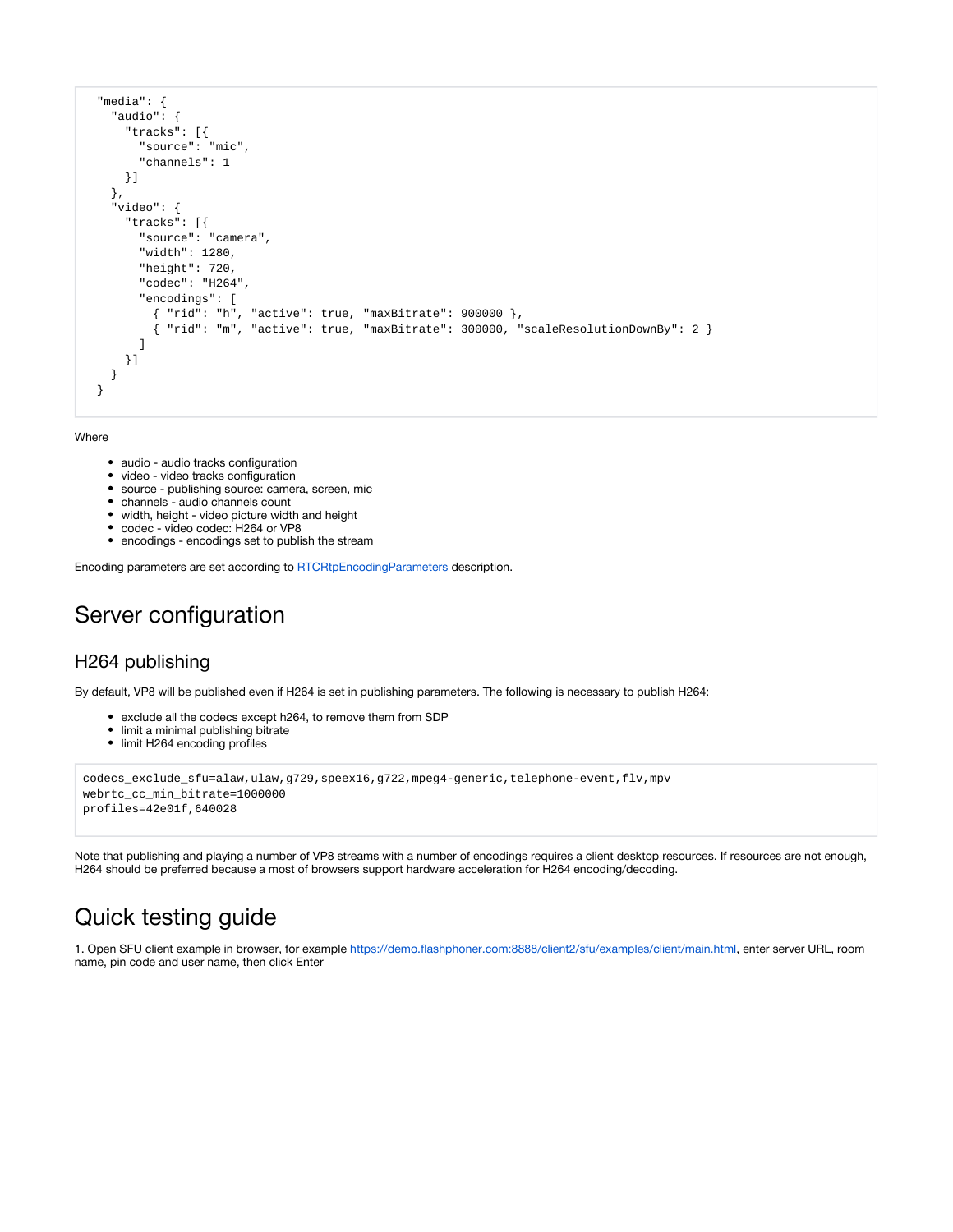```
"media": {
  "audio": {
    "tracks": [{
      "source": "mic",
      "channels": 1
    }]
  },
  "video": {
    "tracks": [{
      "source": "camera",
      "width": 1280,
      "height": 720,
      "codec": "H264",
      "encodings": [
        { "rid": "h", "active": true, "maxBitrate": 900000 },
        { "rid": "m", "active": true, "maxBitrate": 300000, "scaleResolutionDownBy": 2 }
      ]
    }]
  }
}
```

Where

- audio - audio tracks configuration
- video - video tracks configuration
- source - publishing source: camera, screen, mic
- channels - audio channels count
- width, height - video picture width and height
- codec - video codec: H264 or VP8
- encodings - encodings set to publish the stream

Encoding parameters are set according to RTCRtpEncodingParameters description.

# Server configuration

## H264 publishing

By default, VP8 will be published even if H264 is set in publishing parameters. The following is necessary to publish H264:

- exclude all the codecs except h264, to remove them from SDP
- limit a minimal publishing bitrate
- limit H264 encoding profiles

```
codecs_exclude_sfu=alaw,ulaw,g729,speex16,g722,mpeg4-generic,telephone-event,flv,mpv
webrtc_cc_min_bitrate=1000000
profiles=42e01f,640028
```

Note that publishing and playing a number of VP8 streams with a number of encodings requires a client desktop resources. If resources are not enough, H264 should be preferred because a most of browsers support hardware acceleration for H264 encoding/decoding.

# Quick testing guide

1. Open SFU client example in browser, for example https://demo.flashphoner.com:8888/client2/sfu/examples/client/main.html, enter server URL, room name, pin code and user name, then click Enter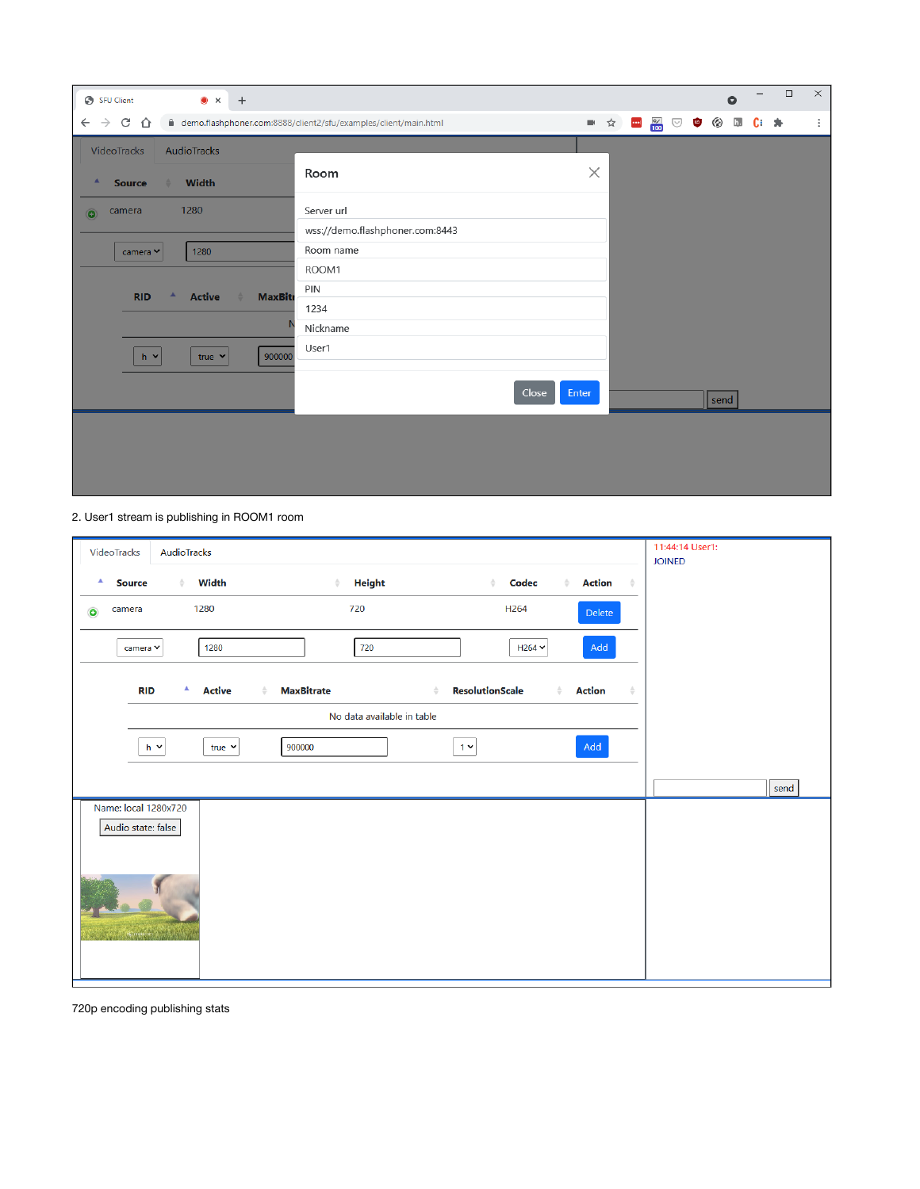2. User1 stream is publishing in ROOM1 room

720p encoding publishing stats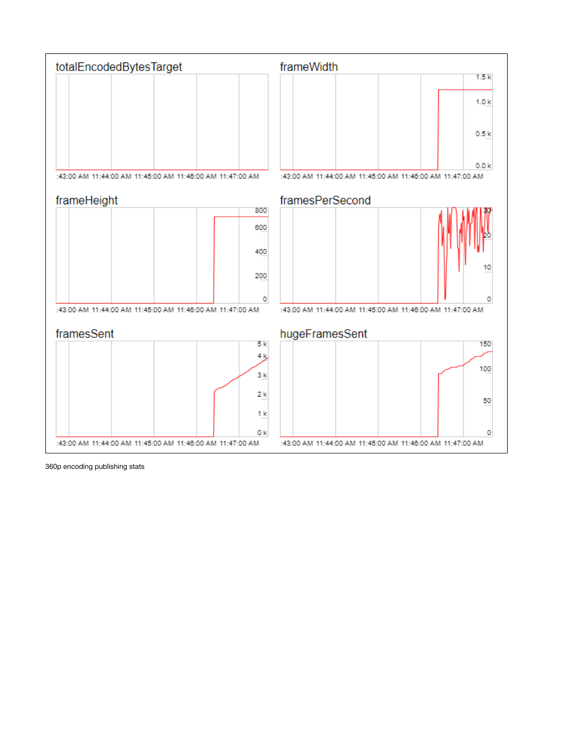360p encoding publishing stats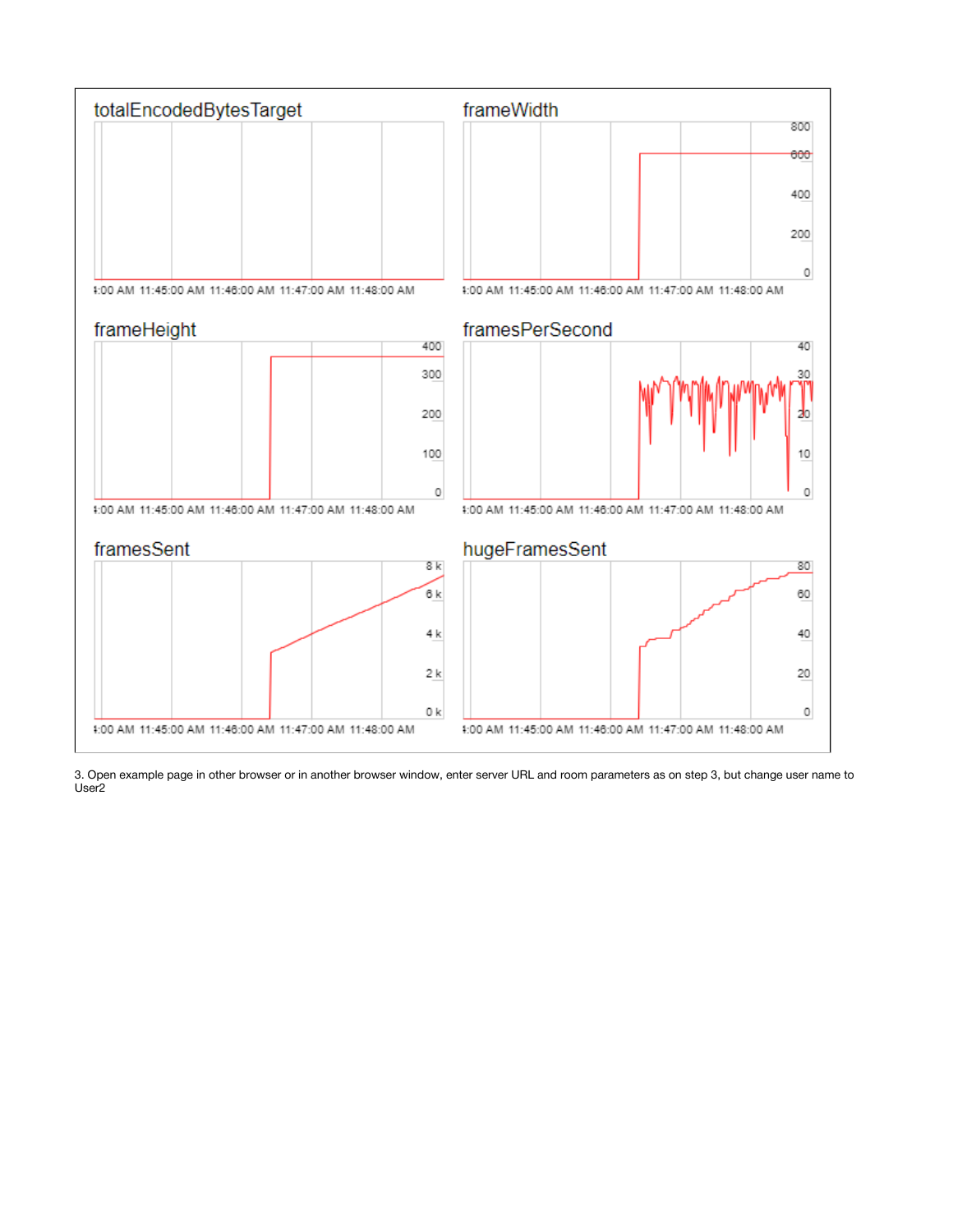3. Open example page in other browser or in another browser window, enter server URL and room parameters as on step 3, but change user name to User2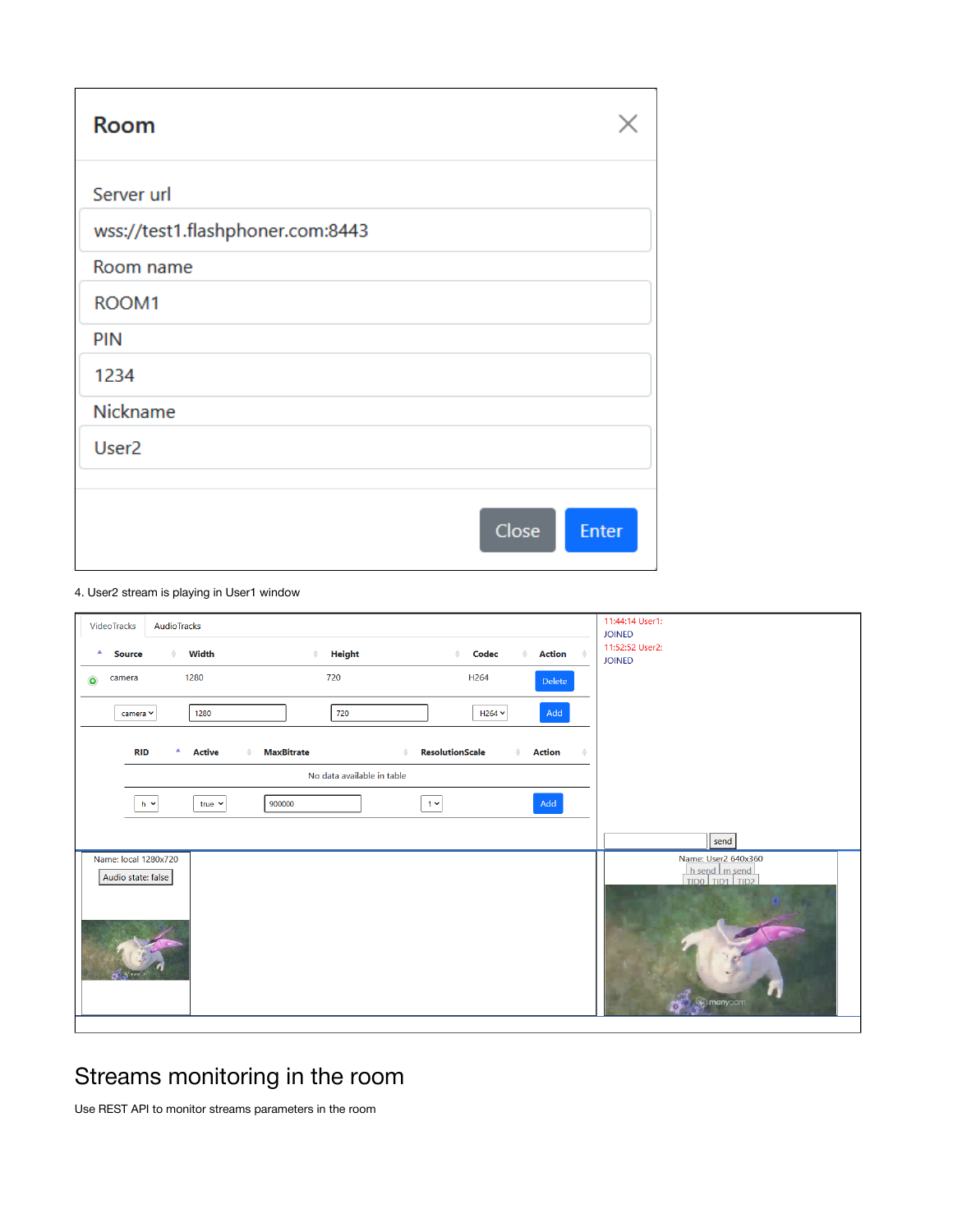4. User2 stream is playing in User1 window

# Streams monitoring in the room

Use REST API to monitor streams parameters in the room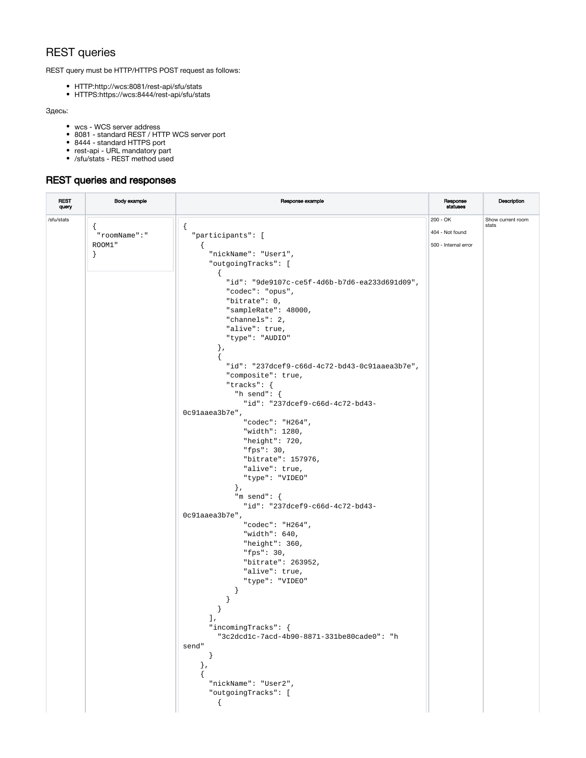# REST queries

REST query must be HTTP/HTTPS POST request as follows:

- HTTP:http://wcs:8081/rest-api/sfu/stats
- HTTPS:https://wcs:8444/rest-api/sfu/stats

Здесь:

- wcs - WCS server address
- 8081 - standard REST / HTTP WCS server port
- 8444 - standard HTTPS port
- rest-api - URL mandatory part
- /sfu/stats - REST method used

## REST queries and responses

| REST query | Body example | Response example | Response statuses | Description |
|---|---|---|---|---|
| /sfu/stats | `{ "roomName":" ROOM1" }` | `{ "participants": [ { "nickName": "User1", "outgoingTracks": [ { "id": "9de9107c-ce5f-4d6b-b7d6-ea233d691d09", "codec": "opus", "bitrate": 0, "sampleRate": 48000, "channels": 2, "alive": true, "type": "AUDIO" }, { "id": "237dcef9-c66d-4c72-bd43-0c91aaea3b7e", "composite": true, "tracks": { "h send": { "id": "237dcef9-c66d-4c72-bd43-0c91aaea3b7e", "codec": "H264", "width": 1280, "height": 720, "fps": 30, "bitrate": 157976, "alive": true, "type": "VIDEO" }, "m send": { "id": "237dcef9-c66d-4c72-bd43-0c91aaea3b7e", "codec": "H264", "width": 640, "height": 360, "fps": 30, "bitrate": 263952, "alive": true, "type": "VIDEO" } } } ], "incomingTracks": { "3c2dcd1c-7acd-4b90-8871-331be80cade0": "h send" } }, { "nickName": "User2", "outgoingTracks": [ {` | 200 - OK<br>404 - Not found<br>500 - Internal error | Show current room stats |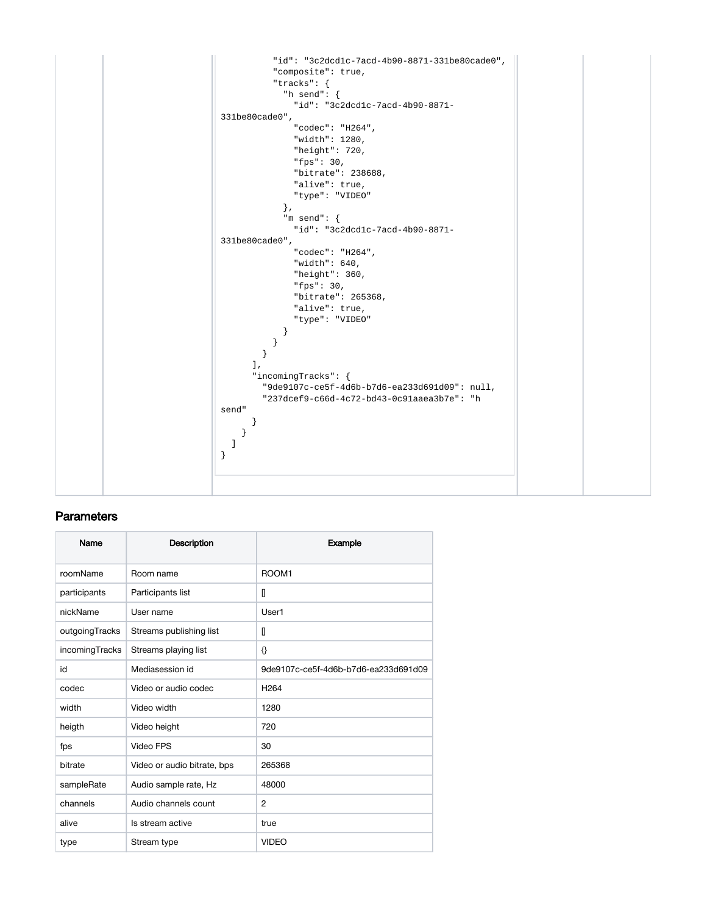```
          "id": "3c2dcd1c-7acd-4b90-8871-331be80cade0",
          "composite": true,
          "tracks": {
            "h send": {
              "id": "3c2dcd1c-7acd-4b90-8871-
331be80cade0",
              "codec": "H264",
              "width": 1280,
              "height": 720,
              "fps": 30,
              "bitrate": 238688,
              "alive": true,
              "type": "VIDEO"
            },
            "m send": {
              "id": "3c2dcd1c-7acd-4b90-8871-
331be80cade0",
              "codec": "H264",
              "width": 640,
              "height": 360,
              "fps": 30,
              "bitrate": 265368,
              "alive": true,
              "type": "VIDEO"
            }
          }
        }
      ],
      "incomingTracks": {
        "9de9107c-ce5f-4d6b-b7d6-ea233d691d09": null,
        "237dcef9-c66d-4c72-bd43-0c91aaea3b7e": "h
send"
      }
    }
  ]
}
```

## Parameters

| Name | Description | Example |
|---|---|---|
| roomName | Room name | ROOM1 |
| participants | Participants list | [] |
| nickName | User name | User1 |
| outgoingTracks | Streams publishing list | [] |
| incomingTracks | Streams playing list | {} |
| id | Mediasession id | 9de9107c-ce5f-4d6b-b7d6-ea233d691d09 |
| codec | Video or audio codec | H264 |
| width | Video width | 1280 |
| heigth | Video height | 720 |
| fps | Video FPS | 30 |
| bitrate | Video or audio bitrate, bps | 265368 |
| sampleRate | Audio sample rate, Hz | 48000 |
| channels | Audio channels count | 2 |
| alive | Is stream active | true |
| type | Stream type | VIDEO |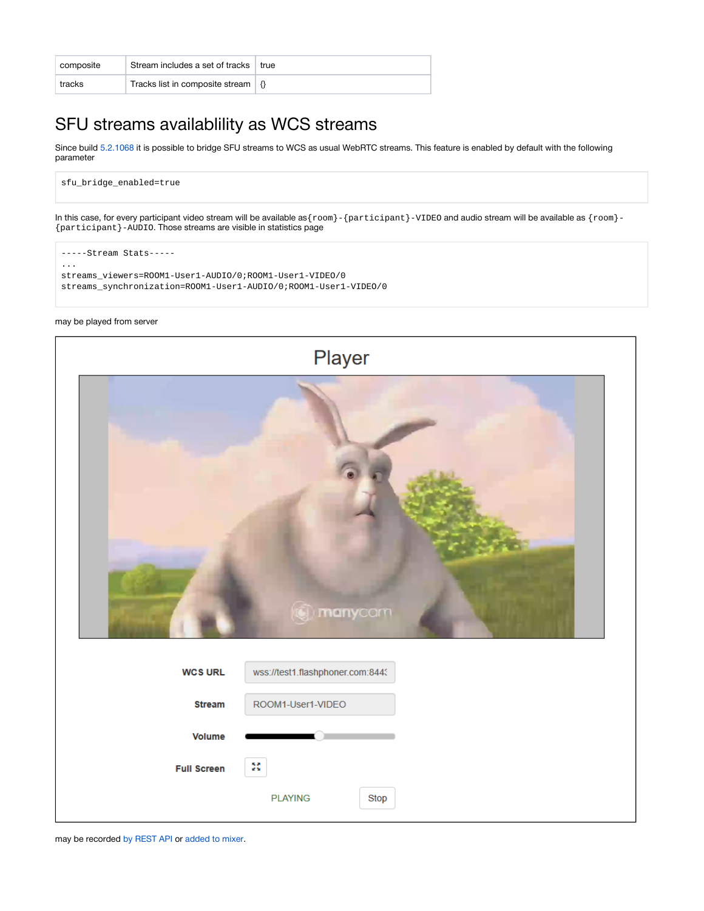| composite | Stream includes a set of tracks | true |
|---|---|---|
| tracks | Tracks list in composite stream | {} |

## SFU streams availablility as WCS streams

Since build 5.2.1068 it is possible to bridge SFU streams to WCS as usual WebRTC streams. This feature is enabled by default with the following parameter

```
sfu_bridge_enabled=true
```

In this case, for every participant video stream will be available as `{room}-{participant}-VIDEO` and audio stream will be available as `{room}-{participant}-AUDIO`. Those streams are visible in statistics page

```
-----Stream Stats-----
...
streams_viewers=ROOM1-User1-AUDIO/0;ROOM1-User1-VIDEO/0
streams_synchronization=ROOM1-User1-AUDIO/0;ROOM1-User1-VIDEO/0
```

may be played from server

may be recorded by REST API or added to mixer.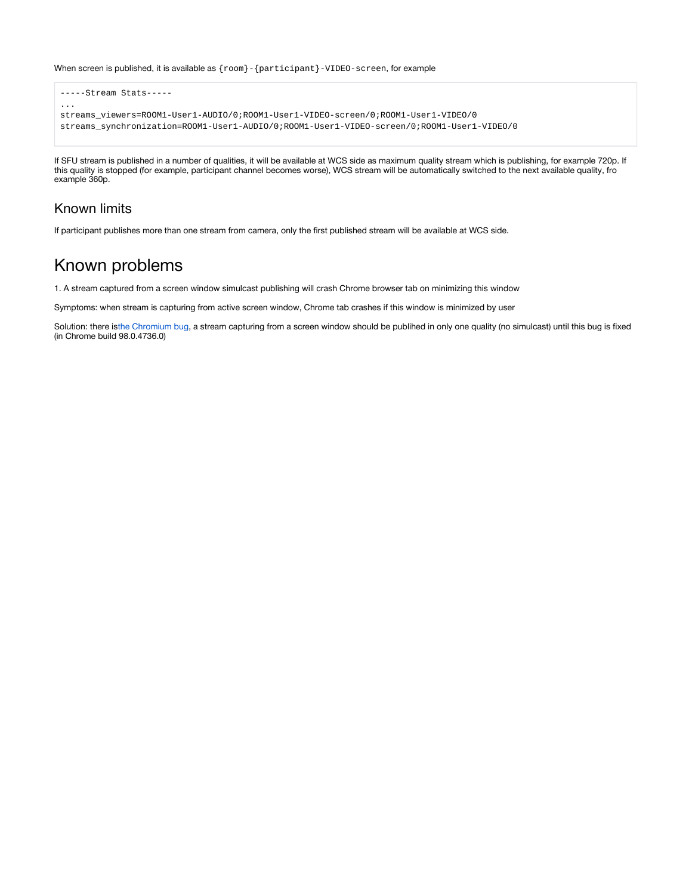When screen is published, it is available as `{room}-{participant}-VIDEO-screen`, for example

```
-----Stream Stats-----
...
streams_viewers=ROOM1-User1-AUDIO/0;ROOM1-User1-VIDEO-screen/0;ROOM1-User1-VIDEO/0
streams_synchronization=ROOM1-User1-AUDIO/0;ROOM1-User1-VIDEO-screen/0;ROOM1-User1-VIDEO/0
```

If SFU stream is published in a number of qualities, it will be available at WCS side as maximum quality stream which is publishing, for example 720p. If this quality is stopped (for example, participant channel becomes worse), WCS stream will be automatically switched to the next available quality, fro example 360p.

## Known limits

If participant publishes more than one stream from camera, only the first published stream will be available at WCS side.

# Known problems

1. A stream captured from a screen window simulcast publishing will crash Chrome browser tab on minimizing this window

Symptoms: when stream is capturing from active screen window, Chrome tab crashes if this window is minimized by user

Solution: there isthe Chromium bug, a stream capturing from a screen window should be publihed in only one quality (no simulcast) until this bug is fixed (in Chrome build 98.0.4736.0)